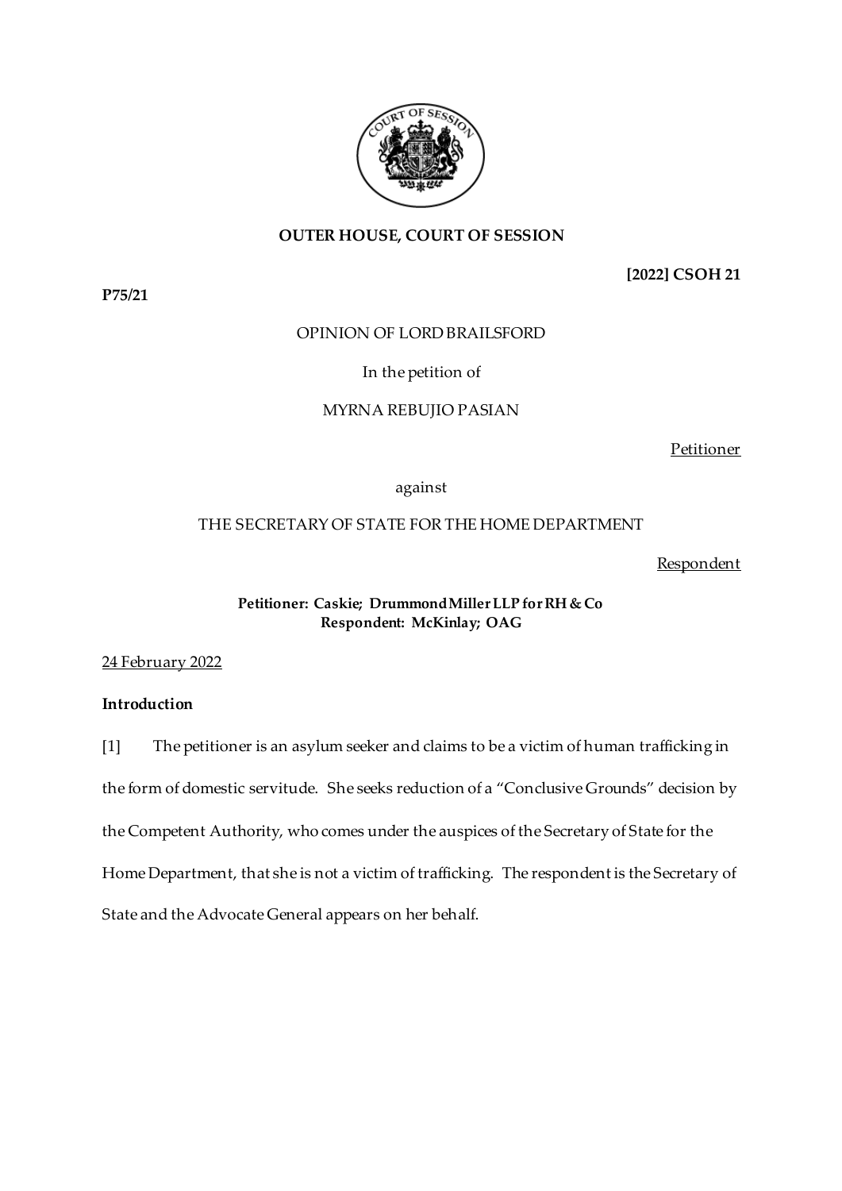**OUTER HOUSE, COURT OF SESSION**

**[2022] CSOH 21**

**P75/21**

OPINION OF LORD BRAILSFORD

In the petition of

MYRNA REBUJIO PASIAN

Petitioner

against

THE SECRETARY OF STATE FOR THE HOME DEPARTMENT

Respondent

**Petitioner: Caskie; Drummond Miller LLP for RH & Co**
**Respondent: McKinlay; OAG**

24 February 2022

**Introduction**

[1] The petitioner is an asylum seeker and claims to be a victim of human trafficking in the form of domestic servitude. She seeks reduction of a "Conclusive Grounds" decision by the Competent Authority, who comes under the auspices of the Secretary of State for the Home Department, that she is not a victim of trafficking. The respondent is the Secretary of State and the Advocate General appears on her behalf.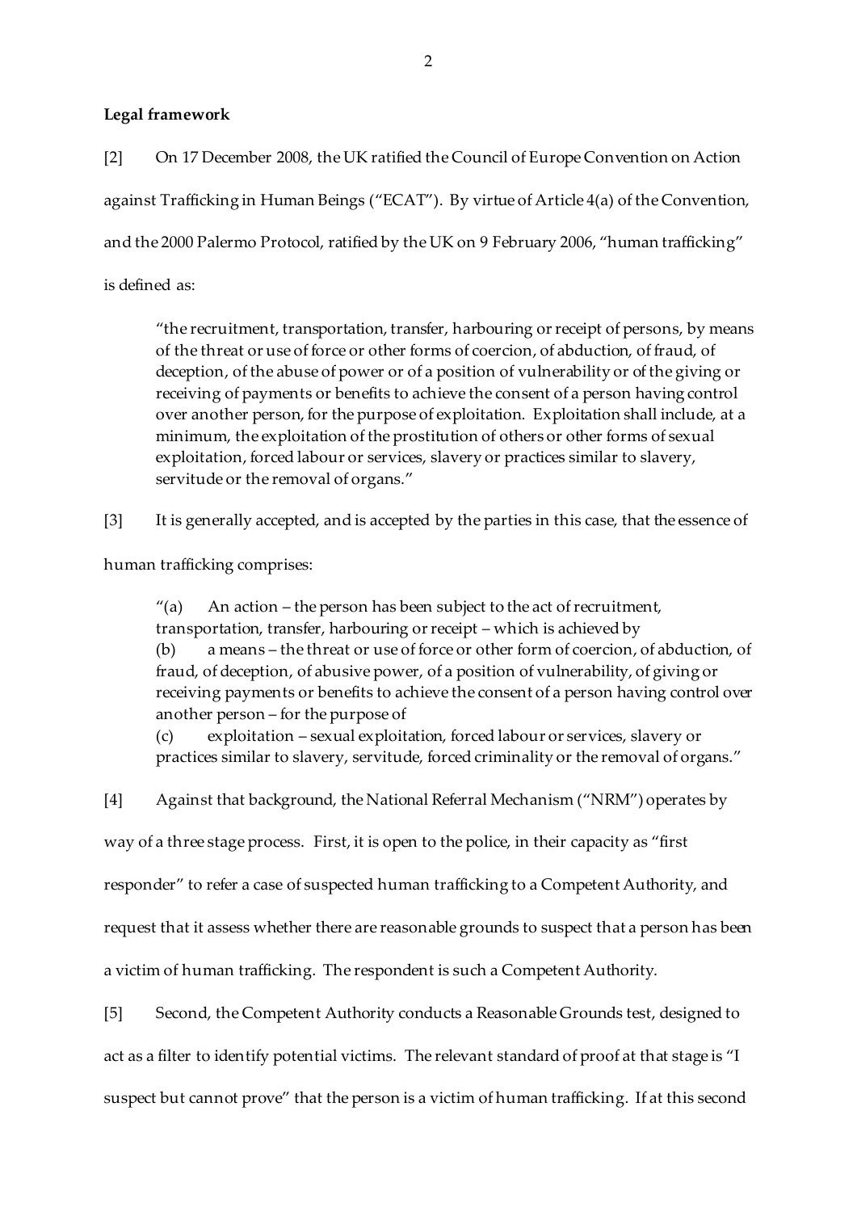**Legal framework**

[2] On 17 December 2008, the UK ratified the Council of Europe Convention on Action against Trafficking in Human Beings ("ECAT"). By virtue of Article 4(a) of the Convention, and the 2000 Palermo Protocol, ratified by the UK on 9 February 2006, "human trafficking" is defined as:

> "the recruitment, transportation, transfer, harbouring or receipt of persons, by means of the threat or use of force or other forms of coercion, of abduction, of fraud, of deception, of the abuse of power or of a position of vulnerability or of the giving or receiving of payments or benefits to achieve the consent of a person having control over another person, for the purpose of exploitation. Exploitation shall include, at a minimum, the exploitation of the prostitution of others or other forms of sexual exploitation, forced labour or services, slavery or practices similar to slavery, servitude or the removal of organs."

[3] It is generally accepted, and is accepted by the parties in this case, that the essence of human trafficking comprises:

> "(a) An action – the person has been subject to the act of recruitment, transportation, transfer, harbouring or receipt – which is achieved by
> (b) a means – the threat or use of force or other form of coercion, of abduction, of fraud, of deception, of abusive power, of a position of vulnerability, of giving or receiving payments or benefits to achieve the consent of a person having control over another person – for the purpose of
> (c) exploitation – sexual exploitation, forced labour or services, slavery or practices similar to slavery, servitude, forced criminality or the removal of organs."

[4] Against that background, the National Referral Mechanism ("NRM") operates by way of a three stage process. First, it is open to the police, in their capacity as "first responder" to refer a case of suspected human trafficking to a Competent Authority, and request that it assess whether there are reasonable grounds to suspect that a person has been a victim of human trafficking. The respondent is such a Competent Authority.

[5] Second, the Competent Authority conducts a Reasonable Grounds test, designed to act as a filter to identify potential victims. The relevant standard of proof at that stage is "I suspect but cannot prove" that the person is a victim of human trafficking. If at this second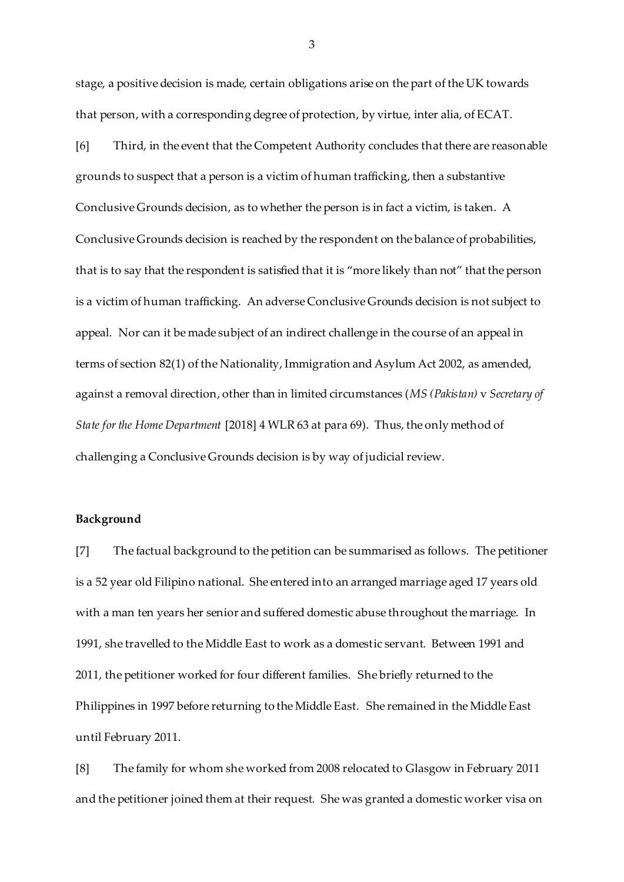stage, a positive decision is made, certain obligations arise on the part of the UK towards that person, with a corresponding degree of protection, by virtue, inter alia, of ECAT.

[6] Third, in the event that the Competent Authority concludes that there are reasonable grounds to suspect that a person is a victim of human trafficking, then a substantive Conclusive Grounds decision, as to whether the person is in fact a victim, is taken. A Conclusive Grounds decision is reached by the respondent on the balance of probabilities, that is to say that the respondent is satisfied that it is "more likely than not" that the person is a victim of human trafficking. An adverse Conclusive Grounds decision is not subject to appeal. Nor can it be made subject of an indirect challenge in the course of an appeal in terms of section 82(1) of the Nationality, Immigration and Asylum Act 2002, as amended, against a removal direction, other than in limited circumstances (*MS (Pakistan)* v *Secretary of State for the Home Department* [2018] 4 WLR 63 at para 69). Thus, the only method of challenging a Conclusive Grounds decision is by way of judicial review.

**Background**

[7] The factual background to the petition can be summarised as follows. The petitioner is a 52 year old Filipino national. She entered into an arranged marriage aged 17 years old with a man ten years her senior and suffered domestic abuse throughout the marriage. In 1991, she travelled to the Middle East to work as a domestic servant. Between 1991 and 2011, the petitioner worked for four different families. She briefly returned to the Philippines in 1997 before returning to the Middle East. She remained in the Middle East until February 2011.

[8] The family for whom she worked from 2008 relocated to Glasgow in February 2011 and the petitioner joined them at their request. She was granted a domestic worker visa on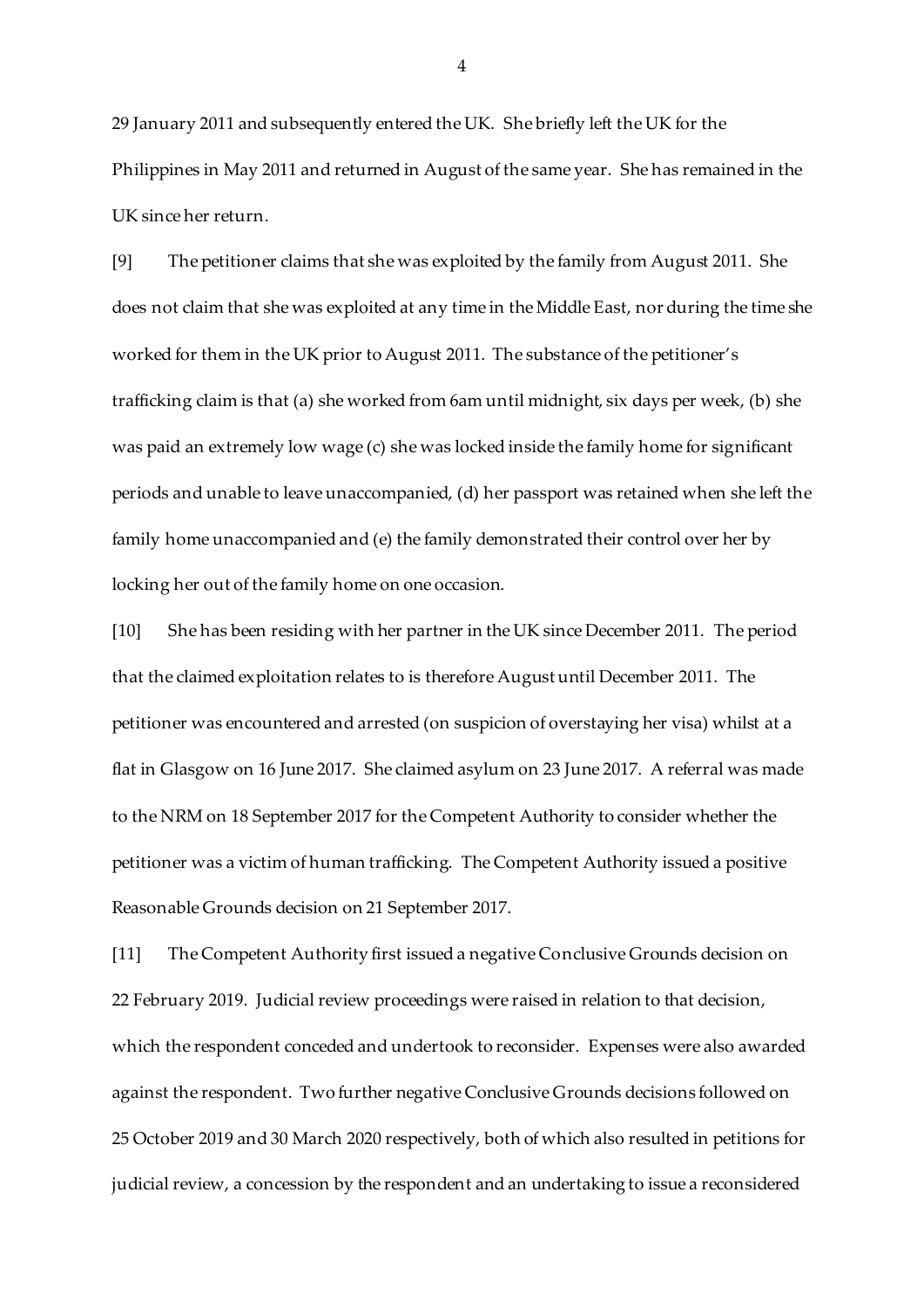29 January 2011 and subsequently entered the UK. She briefly left the UK for the Philippines in May 2011 and returned in August of the same year. She has remained in the UK since her return.

[9] The petitioner claims that she was exploited by the family from August 2011. She does not claim that she was exploited at any time in the Middle East, nor during the time she worked for them in the UK prior to August 2011. The substance of the petitioner's trafficking claim is that (a) she worked from 6am until midnight, six days per week, (b) she was paid an extremely low wage (c) she was locked inside the family home for significant periods and unable to leave unaccompanied, (d) her passport was retained when she left the family home unaccompanied and (e) the family demonstrated their control over her by locking her out of the family home on one occasion.

[10] She has been residing with her partner in the UK since December 2011. The period that the claimed exploitation relates to is therefore August until December 2011. The petitioner was encountered and arrested (on suspicion of overstaying her visa) whilst at a flat in Glasgow on 16 June 2017. She claimed asylum on 23 June 2017. A referral was made to the NRM on 18 September 2017 for the Competent Authority to consider whether the petitioner was a victim of human trafficking. The Competent Authority issued a positive Reasonable Grounds decision on 21 September 2017.

[11] The Competent Authority first issued a negative Conclusive Grounds decision on 22 February 2019. Judicial review proceedings were raised in relation to that decision, which the respondent conceded and undertook to reconsider. Expenses were also awarded against the respondent. Two further negative Conclusive Grounds decisions followed on 25 October 2019 and 30 March 2020 respectively, both of which also resulted in petitions for judicial review, a concession by the respondent and an undertaking to issue a reconsidered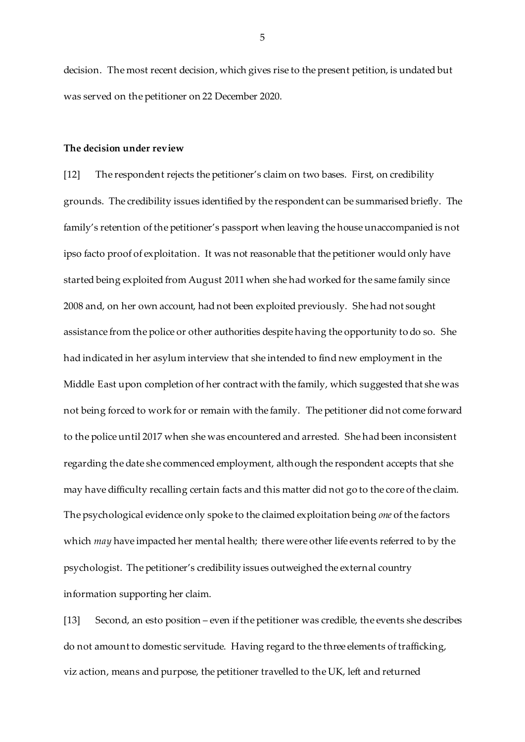decision. The most recent decision, which gives rise to the present petition, is undated but was served on the petitioner on 22 December 2020.

**The decision under review**

[12] The respondent rejects the petitioner's claim on two bases. First, on credibility grounds. The credibility issues identified by the respondent can be summarised briefly. The family's retention of the petitioner's passport when leaving the house unaccompanied is not ipso facto proof of exploitation. It was not reasonable that the petitioner would only have started being exploited from August 2011 when she had worked for the same family since 2008 and, on her own account, had not been exploited previously. She had not sought assistance from the police or other authorities despite having the opportunity to do so. She had indicated in her asylum interview that she intended to find new employment in the Middle East upon completion of her contract with the family, which suggested that she was not being forced to work for or remain with the family. The petitioner did not come forward to the police until 2017 when she was encountered and arrested. She had been inconsistent regarding the date she commenced employment, although the respondent accepts that she may have difficulty recalling certain facts and this matter did not go to the core of the claim. The psychological evidence only spoke to the claimed exploitation being *one* of the factors which *may* have impacted her mental health; there were other life events referred to by the psychologist. The petitioner's credibility issues outweighed the external country information supporting her claim.

[13] Second, an esto position – even if the petitioner was credible, the events she describes do not amount to domestic servitude. Having regard to the three elements of trafficking, viz action, means and purpose, the petitioner travelled to the UK, left and returned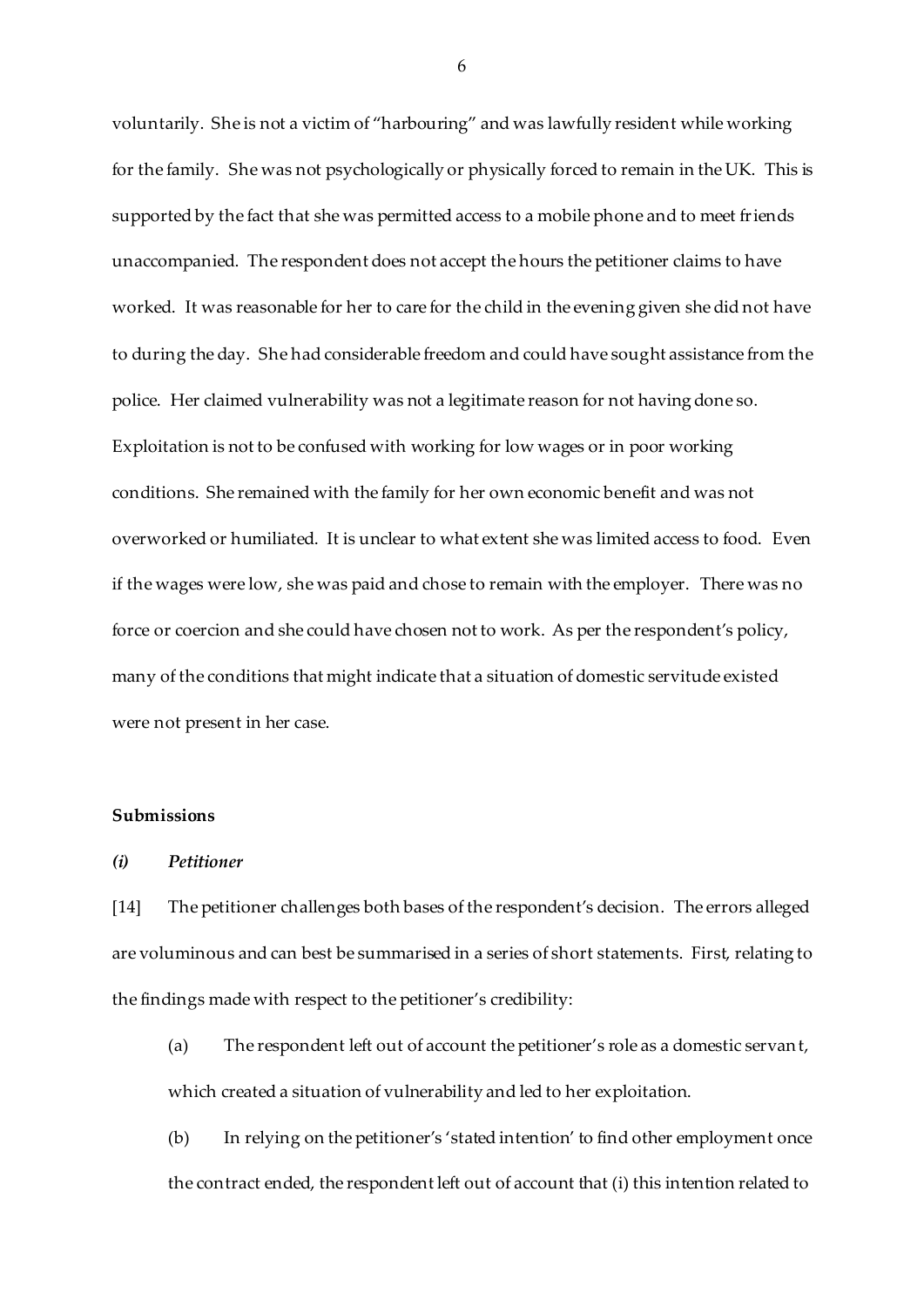voluntarily. She is not a victim of "harbouring" and was lawfully resident while working for the family. She was not psychologically or physically forced to remain in the UK. This is supported by the fact that she was permitted access to a mobile phone and to meet friends unaccompanied. The respondent does not accept the hours the petitioner claims to have worked. It was reasonable for her to care for the child in the evening given she did not have to during the day. She had considerable freedom and could have sought assistance from the police. Her claimed vulnerability was not a legitimate reason for not having done so. Exploitation is not to be confused with working for low wages or in poor working conditions. She remained with the family for her own economic benefit and was not overworked or humiliated. It is unclear to what extent she was limited access to food. Even if the wages were low, she was paid and chose to remain with the employer. There was no force or coercion and she could have chosen not to work. As per the respondent's policy, many of the conditions that might indicate that a situation of domestic servitude existed were not present in her case.

## Submissions

### *(i) Petitioner*

[14] The petitioner challenges both bases of the respondent's decision. The errors alleged are voluminous and can best be summarised in a series of short statements. First, relating to the findings made with respect to the petitioner's credibility:

(a) The respondent left out of account the petitioner's role as a domestic servant, which created a situation of vulnerability and led to her exploitation.

(b) In relying on the petitioner's 'stated intention' to find other employment once the contract ended, the respondent left out of account that (i) this intention related to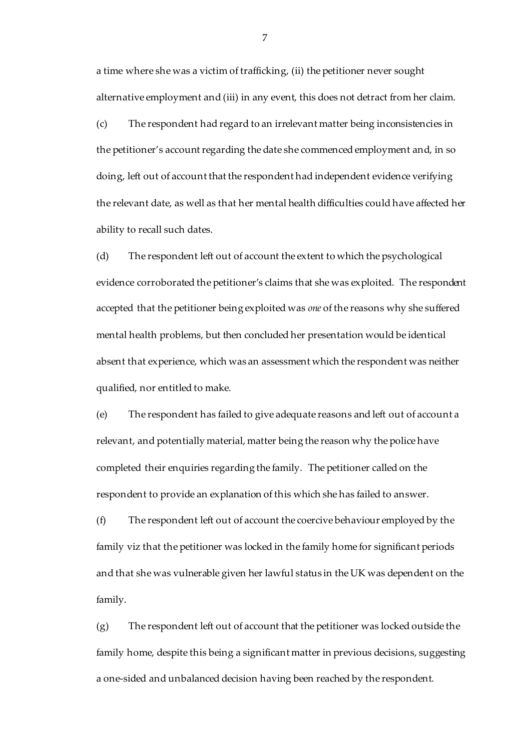a time where she was a victim of trafficking, (ii) the petitioner never sought alternative employment and (iii) in any event, this does not detract from her claim.

(c) The respondent had regard to an irrelevant matter being inconsistencies in the petitioner's account regarding the date she commenced employment and, in so doing, left out of account that the respondent had independent evidence verifying the relevant date, as well as that her mental health difficulties could have affected her ability to recall such dates.

(d) The respondent left out of account the extent to which the psychological evidence corroborated the petitioner's claims that she was exploited. The respondent accepted that the petitioner being exploited was *one* of the reasons why she suffered mental health problems, but then concluded her presentation would be identical absent that experience, which was an assessment which the respondent was neither qualified, nor entitled to make.

(e) The respondent has failed to give adequate reasons and left out of account a relevant, and potentially material, matter being the reason why the police have completed their enquiries regarding the family. The petitioner called on the respondent to provide an explanation of this which she has failed to answer.

(f) The respondent left out of account the coercive behaviour employed by the family viz that the petitioner was locked in the family home for significant periods and that she was vulnerable given her lawful status in the UK was dependent on the family.

(g) The respondent left out of account that the petitioner was locked outside the family home, despite this being a significant matter in previous decisions, suggesting a one-sided and unbalanced decision having been reached by the respondent.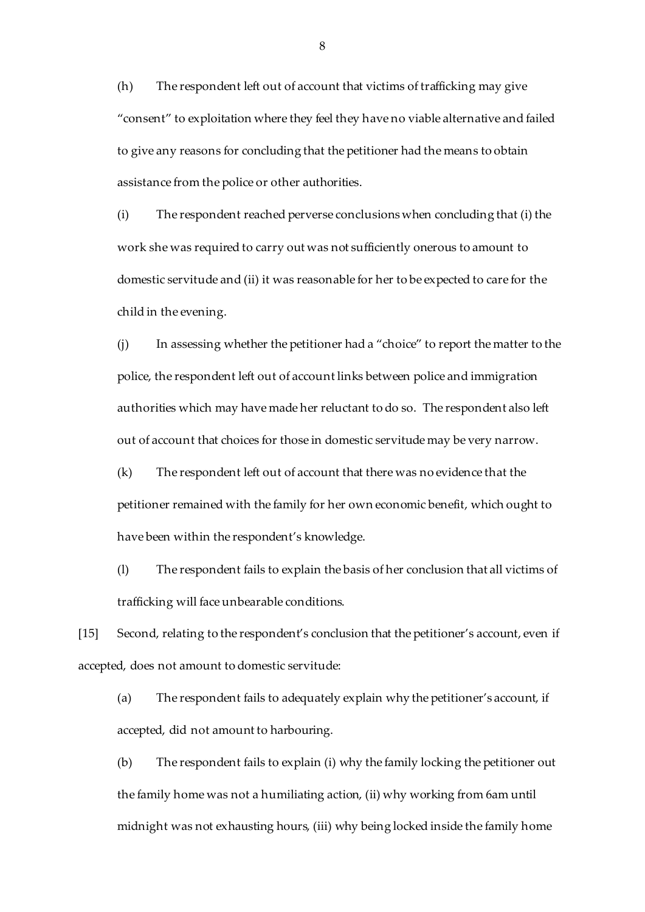(h) The respondent left out of account that victims of trafficking may give "consent" to exploitation where they feel they have no viable alternative and failed to give any reasons for concluding that the petitioner had the means to obtain assistance from the police or other authorities.

(i) The respondent reached perverse conclusions when concluding that (i) the work she was required to carry out was not sufficiently onerous to amount to domestic servitude and (ii) it was reasonable for her to be expected to care for the child in the evening.

(j) In assessing whether the petitioner had a "choice" to report the matter to the police, the respondent left out of account links between police and immigration authorities which may have made her reluctant to do so. The respondent also left out of account that choices for those in domestic servitude may be very narrow.

(k) The respondent left out of account that there was no evidence that the petitioner remained with the family for her own economic benefit, which ought to have been within the respondent's knowledge.

(l) The respondent fails to explain the basis of her conclusion that all victims of trafficking will face unbearable conditions.

[15] Second, relating to the respondent's conclusion that the petitioner's account, even if accepted, does not amount to domestic servitude:

(a) The respondent fails to adequately explain why the petitioner's account, if accepted, did not amount to harbouring.

(b) The respondent fails to explain (i) why the family locking the petitioner out the family home was not a humiliating action, (ii) why working from 6am until midnight was not exhausting hours, (iii) why being locked inside the family home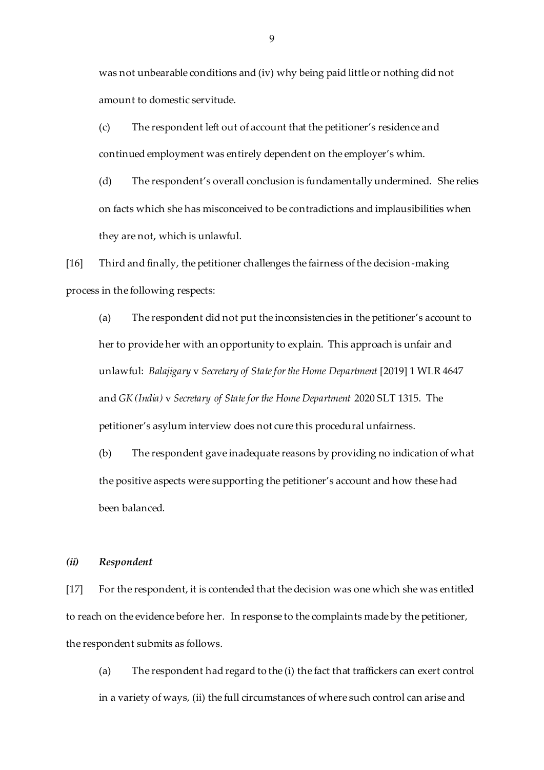was not unbearable conditions and (iv) why being paid little or nothing did not amount to domestic servitude.

(c) The respondent left out of account that the petitioner's residence and continued employment was entirely dependent on the employer's whim.

(d) The respondent's overall conclusion is fundamentally undermined. She relies on facts which she has misconceived to be contradictions and implausibilities when they are not, which is unlawful.

[16] Third and finally, the petitioner challenges the fairness of the decision-making process in the following respects:

(a) The respondent did not put the inconsistencies in the petitioner's account to her to provide her with an opportunity to explain. This approach is unfair and unlawful: *Balajigary* v *Secretary of State for the Home Department* [2019] 1 WLR 4647 and *GK (India)* v *Secretary of State for the Home Department* 2020 SLT 1315. The petitioner's asylum interview does not cure this procedural unfairness.

(b) The respondent gave inadequate reasons by providing no indication of what the positive aspects were supporting the petitioner's account and how these had been balanced.

### *(ii) Respondent*

[17] For the respondent, it is contended that the decision was one which she was entitled to reach on the evidence before her. In response to the complaints made by the petitioner, the respondent submits as follows.

(a) The respondent had regard to the (i) the fact that traffickers can exert control in a variety of ways, (ii) the full circumstances of where such control can arise and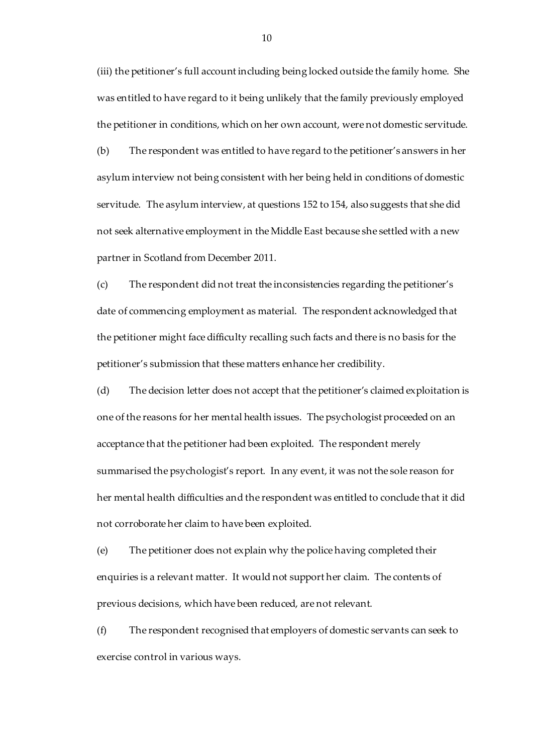(iii) the petitioner's full account including being locked outside the family home. She was entitled to have regard to it being unlikely that the family previously employed the petitioner in conditions, which on her own account, were not domestic servitude.

(b) The respondent was entitled to have regard to the petitioner's answers in her asylum interview not being consistent with her being held in conditions of domestic servitude. The asylum interview, at questions 152 to 154, also suggests that she did not seek alternative employment in the Middle East because she settled with a new partner in Scotland from December 2011.

(c) The respondent did not treat the inconsistencies regarding the petitioner's date of commencing employment as material. The respondent acknowledged that the petitioner might face difficulty recalling such facts and there is no basis for the petitioner's submission that these matters enhance her credibility.

(d) The decision letter does not accept that the petitioner's claimed exploitation is one of the reasons for her mental health issues. The psychologist proceeded on an acceptance that the petitioner had been exploited. The respondent merely summarised the psychologist's report. In any event, it was not the sole reason for her mental health difficulties and the respondent was entitled to conclude that it did not corroborate her claim to have been exploited.

(e) The petitioner does not explain why the police having completed their enquiries is a relevant matter. It would not support her claim. The contents of previous decisions, which have been reduced, are not relevant.

(f) The respondent recognised that employers of domestic servants can seek to exercise control in various ways.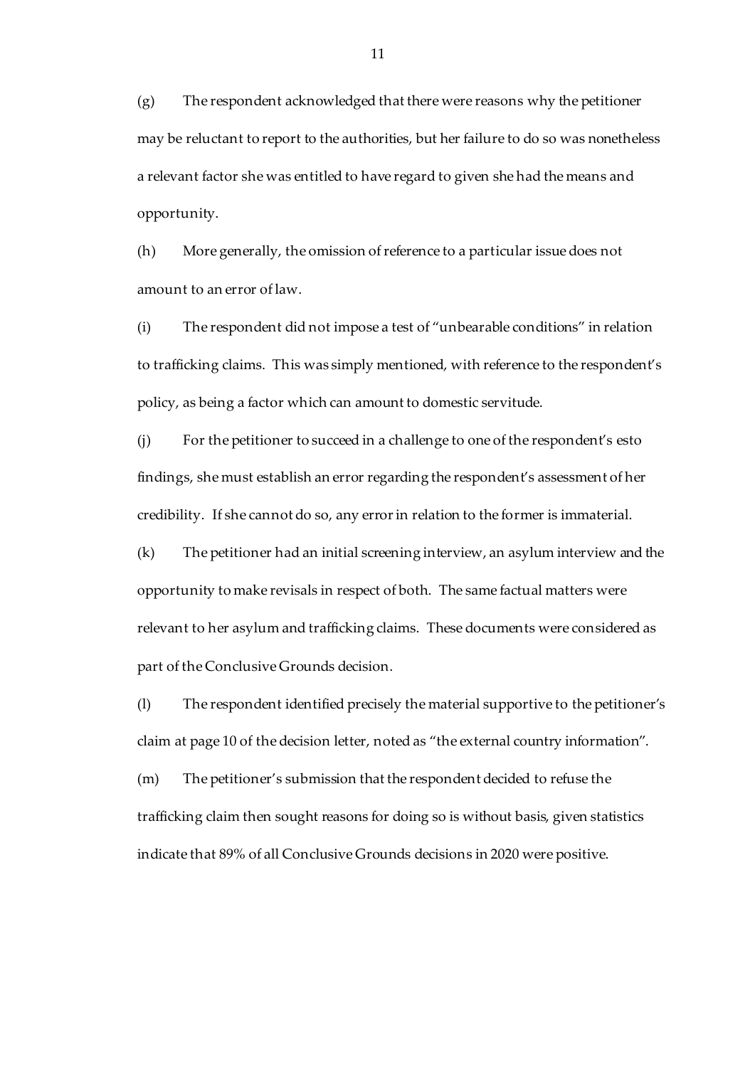(g) The respondent acknowledged that there were reasons why the petitioner may be reluctant to report to the authorities, but her failure to do so was nonetheless a relevant factor she was entitled to have regard to given she had the means and opportunity.

(h) More generally, the omission of reference to a particular issue does not amount to an error of law.

(i) The respondent did not impose a test of "unbearable conditions" in relation to trafficking claims. This was simply mentioned, with reference to the respondent's policy, as being a factor which can amount to domestic servitude.

(j) For the petitioner to succeed in a challenge to one of the respondent's esto findings, she must establish an error regarding the respondent's assessment of her credibility. If she cannot do so, any error in relation to the former is immaterial.

(k) The petitioner had an initial screening interview, an asylum interview and the opportunity to make revisals in respect of both. The same factual matters were relevant to her asylum and trafficking claims. These documents were considered as part of the Conclusive Grounds decision.

(l) The respondent identified precisely the material supportive to the petitioner's claim at page 10 of the decision letter, noted as "the external country information".

(m) The petitioner's submission that the respondent decided to refuse the trafficking claim then sought reasons for doing so is without basis, given statistics indicate that 89% of all Conclusive Grounds decisions in 2020 were positive.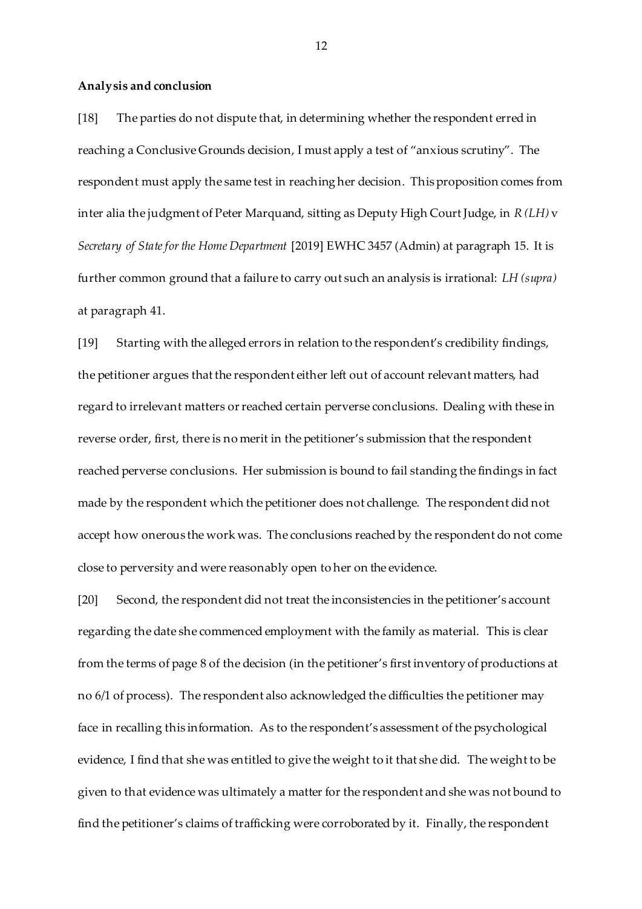**Analysis and conclusion**

[18] The parties do not dispute that, in determining whether the respondent erred in reaching a Conclusive Grounds decision, I must apply a test of "anxious scrutiny". The respondent must apply the same test in reaching her decision. This proposition comes from inter alia the judgment of Peter Marquand, sitting as Deputy High Court Judge, in *R (LH)* v *Secretary of State for the Home Department* [2019] EWHC 3457 (Admin) at paragraph 15. It is further common ground that a failure to carry out such an analysis is irrational: *LH (supra)* at paragraph 41.

[19] Starting with the alleged errors in relation to the respondent's credibility findings, the petitioner argues that the respondent either left out of account relevant matters, had regard to irrelevant matters or reached certain perverse conclusions. Dealing with these in reverse order, first, there is no merit in the petitioner's submission that the respondent reached perverse conclusions. Her submission is bound to fail standing the findings in fact made by the respondent which the petitioner does not challenge. The respondent did not accept how onerous the work was. The conclusions reached by the respondent do not come close to perversity and were reasonably open to her on the evidence.

[20] Second, the respondent did not treat the inconsistencies in the petitioner's account regarding the date she commenced employment with the family as material. This is clear from the terms of page 8 of the decision (in the petitioner's first inventory of productions at no 6/1 of process). The respondent also acknowledged the difficulties the petitioner may face in recalling this information. As to the respondent's assessment of the psychological evidence, I find that she was entitled to give the weight to it that she did. The weight to be given to that evidence was ultimately a matter for the respondent and she was not bound to find the petitioner's claims of trafficking were corroborated by it. Finally, the respondent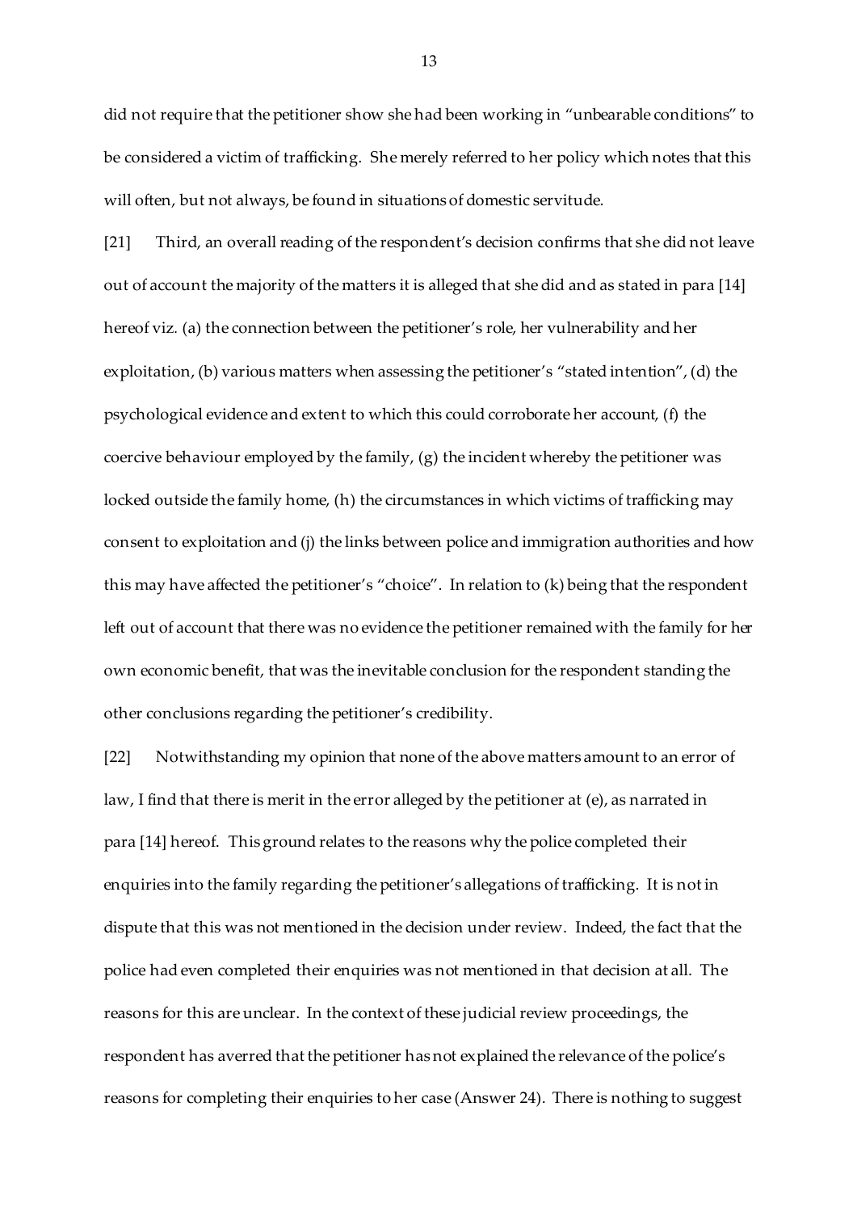did not require that the petitioner show she had been working in "unbearable conditions" to be considered a victim of trafficking. She merely referred to her policy which notes that this will often, but not always, be found in situations of domestic servitude.

[21] Third, an overall reading of the respondent's decision confirms that she did not leave out of account the majority of the matters it is alleged that she did and as stated in para [14] hereof viz. (a) the connection between the petitioner's role, her vulnerability and her exploitation, (b) various matters when assessing the petitioner's "stated intention", (d) the psychological evidence and extent to which this could corroborate her account, (f) the coercive behaviour employed by the family, (g) the incident whereby the petitioner was locked outside the family home, (h) the circumstances in which victims of trafficking may consent to exploitation and (j) the links between police and immigration authorities and how this may have affected the petitioner's "choice". In relation to (k) being that the respondent left out of account that there was no evidence the petitioner remained with the family for her own economic benefit, that was the inevitable conclusion for the respondent standing the other conclusions regarding the petitioner's credibility.

[22] Notwithstanding my opinion that none of the above matters amount to an error of law, I find that there is merit in the error alleged by the petitioner at (e), as narrated in para [14] hereof. This ground relates to the reasons why the police completed their enquiries into the family regarding the petitioner's allegations of trafficking. It is not in dispute that this was not mentioned in the decision under review. Indeed, the fact that the police had even completed their enquiries was not mentioned in that decision at all. The reasons for this are unclear. In the context of these judicial review proceedings, the respondent has averred that the petitioner has not explained the relevance of the police's reasons for completing their enquiries to her case (Answer 24). There is nothing to suggest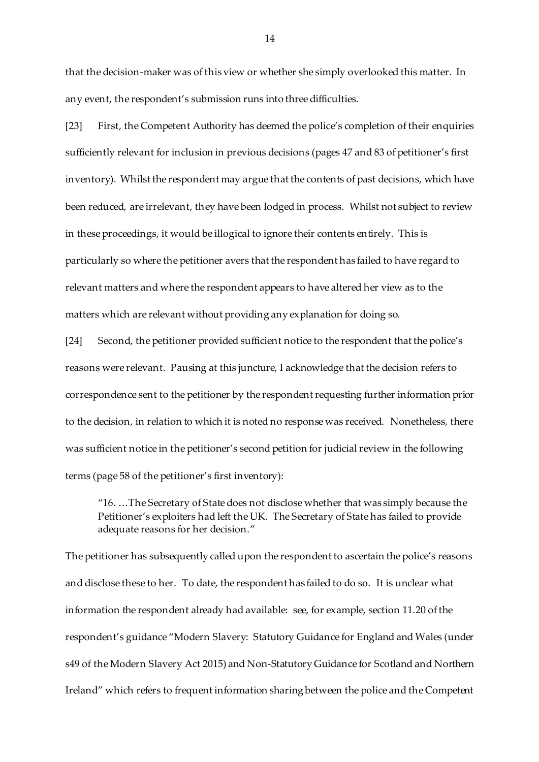that the decision-maker was of this view or whether she simply overlooked this matter. In any event, the respondent's submission runs into three difficulties.

[23] First, the Competent Authority has deemed the police's completion of their enquiries sufficiently relevant for inclusion in previous decisions (pages 47 and 83 of petitioner's first inventory). Whilst the respondent may argue that the contents of past decisions, which have been reduced, are irrelevant, they have been lodged in process. Whilst not subject to review in these proceedings, it would be illogical to ignore their contents entirely. This is particularly so where the petitioner avers that the respondent has failed to have regard to relevant matters and where the respondent appears to have altered her view as to the matters which are relevant without providing any explanation for doing so.

[24] Second, the petitioner provided sufficient notice to the respondent that the police's reasons were relevant. Pausing at this juncture, I acknowledge that the decision refers to correspondence sent to the petitioner by the respondent requesting further information prior to the decision, in relation to which it is noted no response was received. Nonetheless, there was sufficient notice in the petitioner's second petition for judicial review in the following terms (page 58 of the petitioner's first inventory):

> "16. …The Secretary of State does not disclose whether that was simply because the Petitioner's exploiters had left the UK. The Secretary of State has failed to provide adequate reasons for her decision."

The petitioner has subsequently called upon the respondent to ascertain the police's reasons and disclose these to her. To date, the respondent has failed to do so. It is unclear what information the respondent already had available: see, for example, section 11.20 of the respondent's guidance "Modern Slavery: Statutory Guidance for England and Wales (under s49 of the Modern Slavery Act 2015) and Non-Statutory Guidance for Scotland and Northern Ireland" which refers to frequent information sharing between the police and the Competent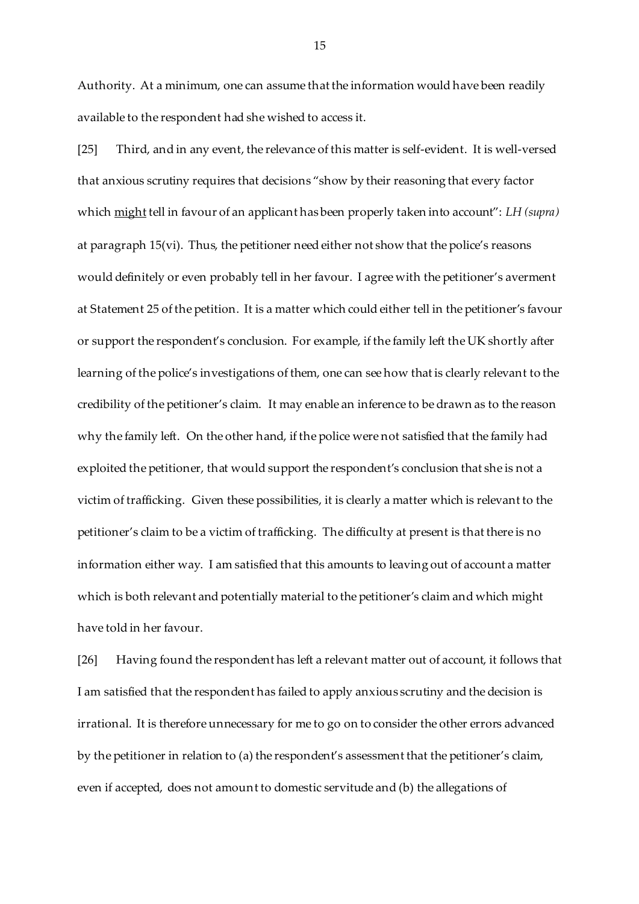Authority. At a minimum, one can assume that the information would have been readily available to the respondent had she wished to access it.

[25] Third, and in any event, the relevance of this matter is self-evident. It is well-versed that anxious scrutiny requires that decisions "show by their reasoning that every factor which <u>might</u> tell in favour of an applicant has been properly taken into account": *LH (supra)* at paragraph 15(vi). Thus, the petitioner need either not show that the police's reasons would definitely or even probably tell in her favour. I agree with the petitioner's averment at Statement 25 of the petition. It is a matter which could either tell in the petitioner's favour or support the respondent's conclusion. For example, if the family left the UK shortly after learning of the police's investigations of them, one can see how that is clearly relevant to the credibility of the petitioner's claim. It may enable an inference to be drawn as to the reason why the family left. On the other hand, if the police were not satisfied that the family had exploited the petitioner, that would support the respondent's conclusion that she is not a victim of trafficking. Given these possibilities, it is clearly a matter which is relevant to the petitioner's claim to be a victim of trafficking. The difficulty at present is that there is no information either way. I am satisfied that this amounts to leaving out of account a matter which is both relevant and potentially material to the petitioner's claim and which might have told in her favour.

[26] Having found the respondent has left a relevant matter out of account, it follows that I am satisfied that the respondent has failed to apply anxious scrutiny and the decision is irrational. It is therefore unnecessary for me to go on to consider the other errors advanced by the petitioner in relation to (a) the respondent's assessment that the petitioner's claim, even if accepted, does not amount to domestic servitude and (b) the allegations of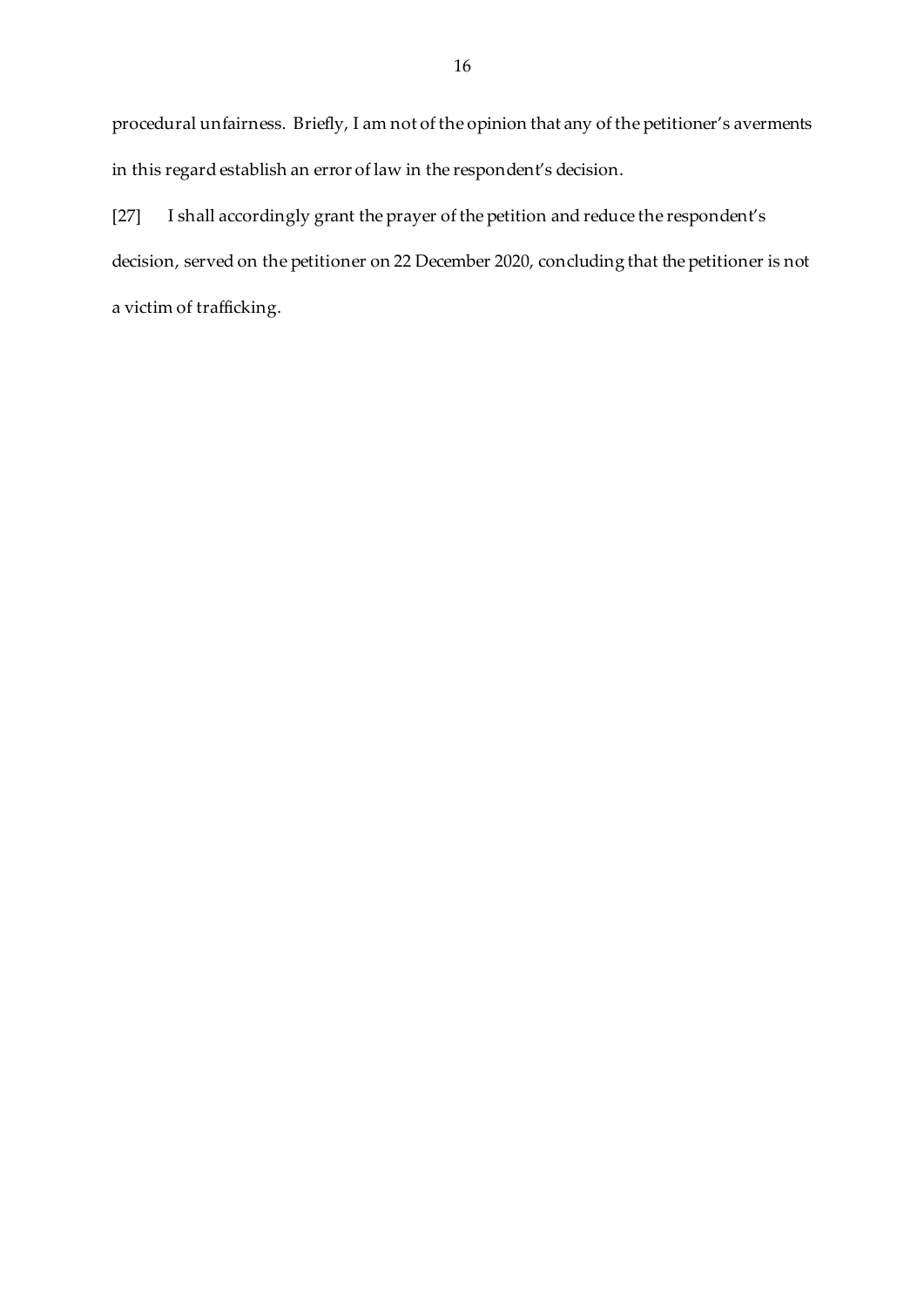procedural unfairness. Briefly, I am not of the opinion that any of the petitioner's averments in this regard establish an error of law in the respondent's decision.

[27] I shall accordingly grant the prayer of the petition and reduce the respondent's decision, served on the petitioner on 22 December 2020, concluding that the petitioner is not a victim of trafficking.